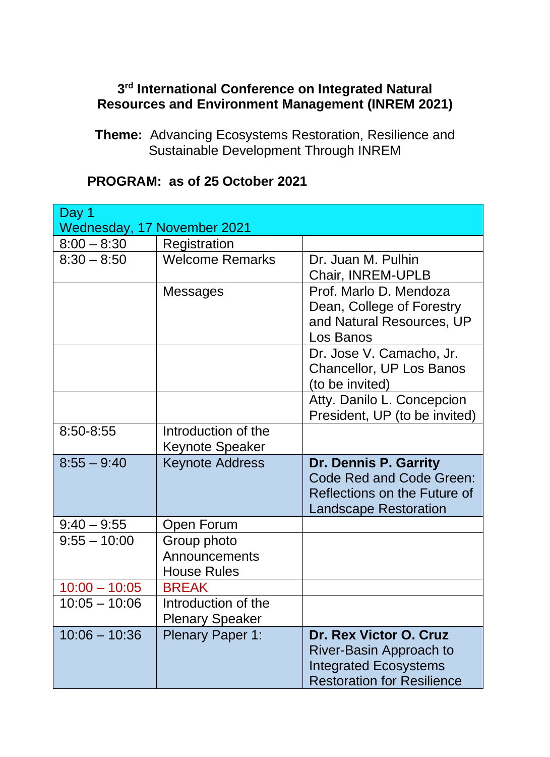# 3rd International Conference on Integrated Natural Resources and Environment Management (INREM 2021)

**Theme:** Advancing Ecosystems Restoration, Resilience and Sustainable Development Through INREM

**PROGRAM: as of 25 October 2021**

| Day 1 Wednesday, 17 November 2021 | | |
|---|---|---|
| 8:00 – 8:30 | Registration | |
| 8:30 – 8:50 | Welcome Remarks | Dr. Juan M. Pulhin Chair, INREM-UPLB |
| | Messages | Prof. Marlo D. Mendoza Dean, College of Forestry and Natural Resources, UP Los Banos |
| | | Dr. Jose V. Camacho, Jr. Chancellor, UP Los Banos (to be invited) |
| | | Atty. Danilo L. Concepcion President, UP (to be invited) |
| 8:50-8:55 | Introduction of the Keynote Speaker | |
| 8:55 – 9:40 | Keynote Address | **Dr. Dennis P. Garrity** Code Red and Code Green: Reflections on the Future of Landscape Restoration |
| 9:40 – 9:55 | Open Forum | |
| 9:55 – 10:00 | Group photo Announcements House Rules | |
| 10:00 – 10:05 | BREAK | |
| 10:05 – 10:06 | Introduction of the Plenary Speaker | |
| 10:06 – 10:36 | Plenary Paper 1: | **Dr. Rex Victor O. Cruz** River-Basin Approach to Integrated Ecosystems Restoration for Resilience |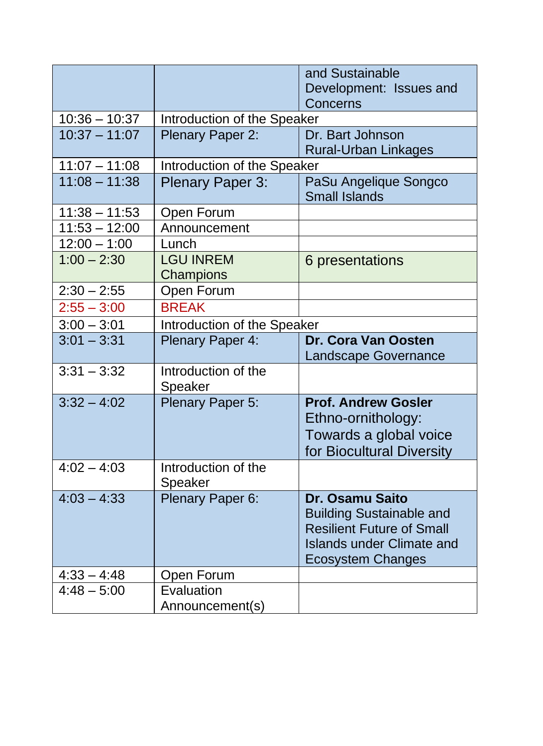| | | |
|---|---|---|
| | | and Sustainable Development: Issues and Concerns |
| 10:36 – 10:37 | Introduction of the Speaker | |
| 10:37 – 11:07 | Plenary Paper 2: | Dr. Bart Johnson Rural-Urban Linkages |
| 11:07 – 11:08 | Introduction of the Speaker | |
| 11:08 – 11:38 | Plenary Paper 3: | PaSu Angelique Songco Small Islands |
| 11:38 – 11:53 | Open Forum | |
| 11:53 – 12:00 | Announcement | |
| 12:00 – 1:00 | Lunch | |
| 1:00 – 2:30 | LGU INREM Champions | 6 presentations |
| 2:30 – 2:55 | Open Forum | |
| 2:55 – 3:00 | BREAK | |
| 3:00 – 3:01 | Introduction of the Speaker | |
| 3:01 – 3:31 | Plenary Paper 4: | **Dr. Cora Van Oosten** Landscape Governance |
| 3:31 – 3:32 | Introduction of the Speaker | |
| 3:32 – 4:02 | Plenary Paper 5: | **Prof. Andrew Gosler** Ethno-ornithology: Towards a global voice for Biocultural Diversity |
| 4:02 – 4:03 | Introduction of the Speaker | |
| 4:03 – 4:33 | Plenary Paper 6: | **Dr. Osamu Saito** Building Sustainable and Resilient Future of Small Islands under Climate and Ecosystem Changes |
| 4:33 – 4:48 | Open Forum | |
| 4:48 – 5:00 | Evaluation Announcement(s) | |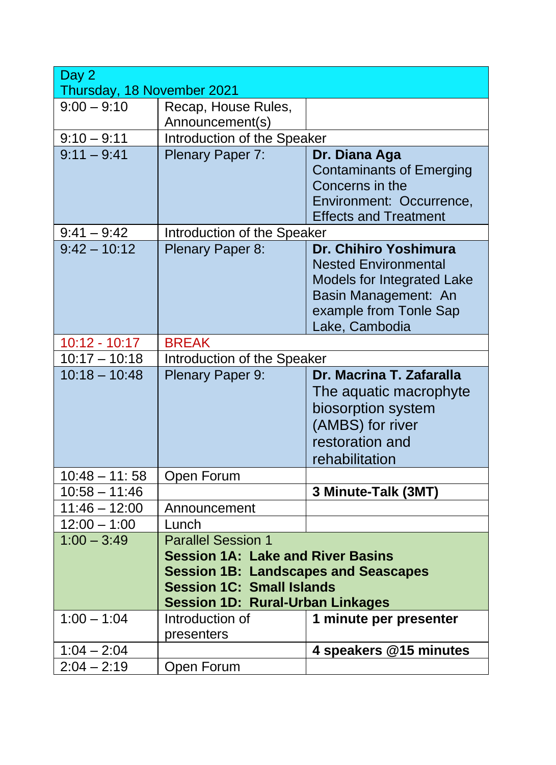| Day 2<br>Thursday, 18 November 2021 | | |
|---|---|---|
| 9:00 – 9:10 | Recap, House Rules, Announcement(s) | |
| 9:10 – 9:11 | Introduction of the Speaker | |
| 9:11 – 9:41 | Plenary Paper 7: | **Dr. Diana Aga**<br>Contaminants of Emerging Concerns in the Environment: Occurrence, Effects and Treatment |
| 9:41 – 9:42 | Introduction of the Speaker | |
| 9:42 – 10:12 | Plenary Paper 8: | **Dr. Chihiro Yoshimura**<br>Nested Environmental Models for Integrated Lake Basin Management: An example from Tonle Sap Lake, Cambodia |
| 10:12 - 10:17 | BREAK | |
| 10:17 – 10:18 | Introduction of the Speaker | |
| 10:18 – 10:48 | Plenary Paper 9: | **Dr. Macrina T. Zafaralla**<br>The aquatic macrophyte biosorption system (AMBS) for river restoration and rehabilitation |
| 10:48 – 11: 58 | Open Forum | |
| 10:58 – 11:46 | | **3 Minute-Talk (3MT)** |
| 11:46 – 12:00 | Announcement | |
| 12:00 – 1:00 | Lunch | |
| 1:00 – 3:49 | Parallel Session 1<br>**Session 1A: Lake and River Basins**<br>**Session 1B: Landscapes and Seascapes**<br>**Session 1C: Small Islands**<br>**Session 1D: Rural-Urban Linkages** | |
| 1:00 – 1:04 | Introduction of presenters | **1 minute per presenter** |
| 1:04 – 2:04 | | **4 speakers @15 minutes** |
| 2:04 – 2:19 | Open Forum | |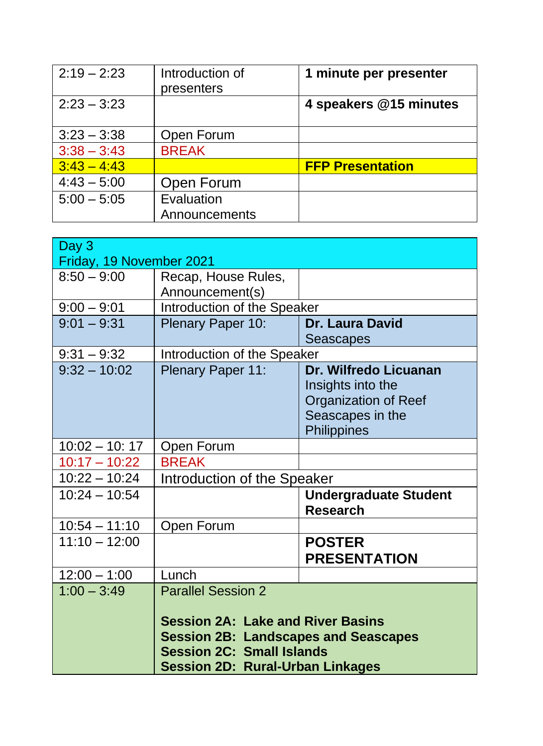| | | |
|---|---|---|
| 2:19 – 2:23 | Introduction of presenters | **1 minute per presenter** |
| 2:23 – 3:23 | | **4 speakers @15 minutes** |
| 3:23 – 3:38 | Open Forum | |
| 3:38 – 3:43 | BREAK | |
| 3:43 – 4:43 | | **FFP Presentation** |
| 4:43 – 5:00 | Open Forum | |
| 5:00 – 5:05 | Evaluation Announcements | |

| Day 3 Friday, 19 November 2021 | | |
|---|---|---|
| 8:50 – 9:00 | Recap, House Rules, Announcement(s) | |
| 9:00 – 9:01 | Introduction of the Speaker | |
| 9:01 – 9:31 | Plenary Paper 10: | **Dr. Laura David** Seascapes |
| 9:31 – 9:32 | Introduction of the Speaker | |
| 9:32 – 10:02 | Plenary Paper 11: | **Dr. Wilfredo Licuanan** Insights into the Organization of Reef Seascapes in the Philippines |
| 10:02 – 10: 17 | Open Forum | |
| 10:17 – 10:22 | BREAK | |
| 10:22 – 10:24 | Introduction of the Speaker | |
| 10:24 – 10:54 | | **Undergraduate Student Research** |
| 10:54 – 11:10 | Open Forum | |
| 11:10 – 12:00 | | **POSTER PRESENTATION** |
| 12:00 – 1:00 | Lunch | |
| 1:00 – 3:49 | Parallel Session 2<br><br>**Session 2A: Lake and River Basins**<br>**Session 2B: Landscapes and Seascapes**<br>**Session 2C: Small Islands**<br>**Session 2D: Rural-Urban Linkages** | |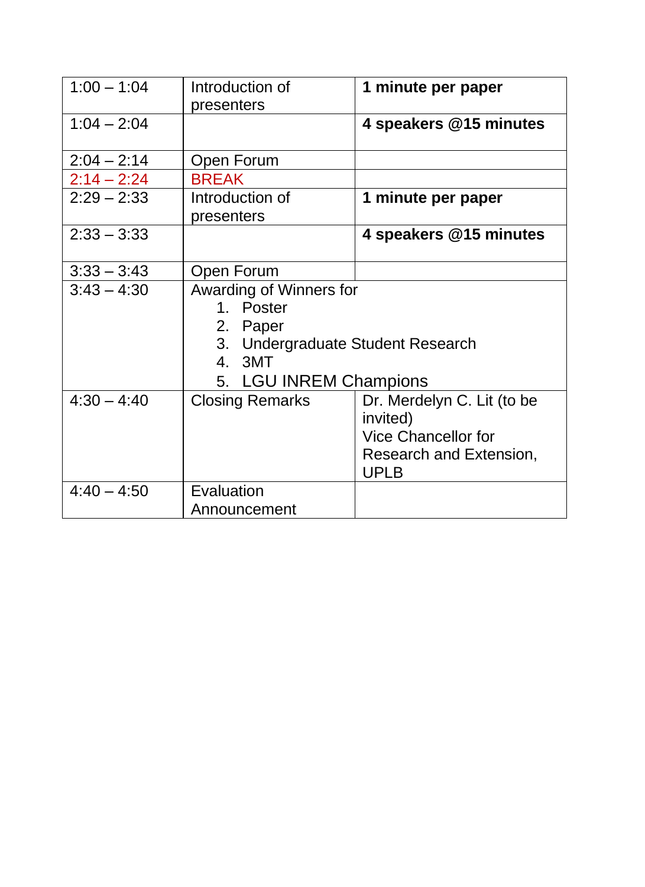| | | |
|---|---|---|
| 1:00 – 1:04 | Introduction of presenters | **1 minute per paper** |
| 1:04 – 2:04 | | **4 speakers @15 minutes** |
| 2:04 – 2:14 | Open Forum | |
| 2:14 – 2:24 | BREAK | |
| 2:29 – 2:33 | Introduction of presenters | **1 minute per paper** |
| 2:33 – 3:33 | | **4 speakers @15 minutes** |
| 3:33 – 3:43 | Open Forum | |
| 3:43 – 4:30 | Awarding of Winners for<br>1. Poster<br>2. Paper<br>3. Undergraduate Student Research<br>4. 3MT<br>5. LGU INREM Champions | |
| 4:30 – 4:40 | Closing Remarks | Dr. Merdelyn C. Lit (to be invited)<br>Vice Chancellor for Research and Extension, UPLB |
| 4:40 – 4:50 | Evaluation<br>Announcement | |